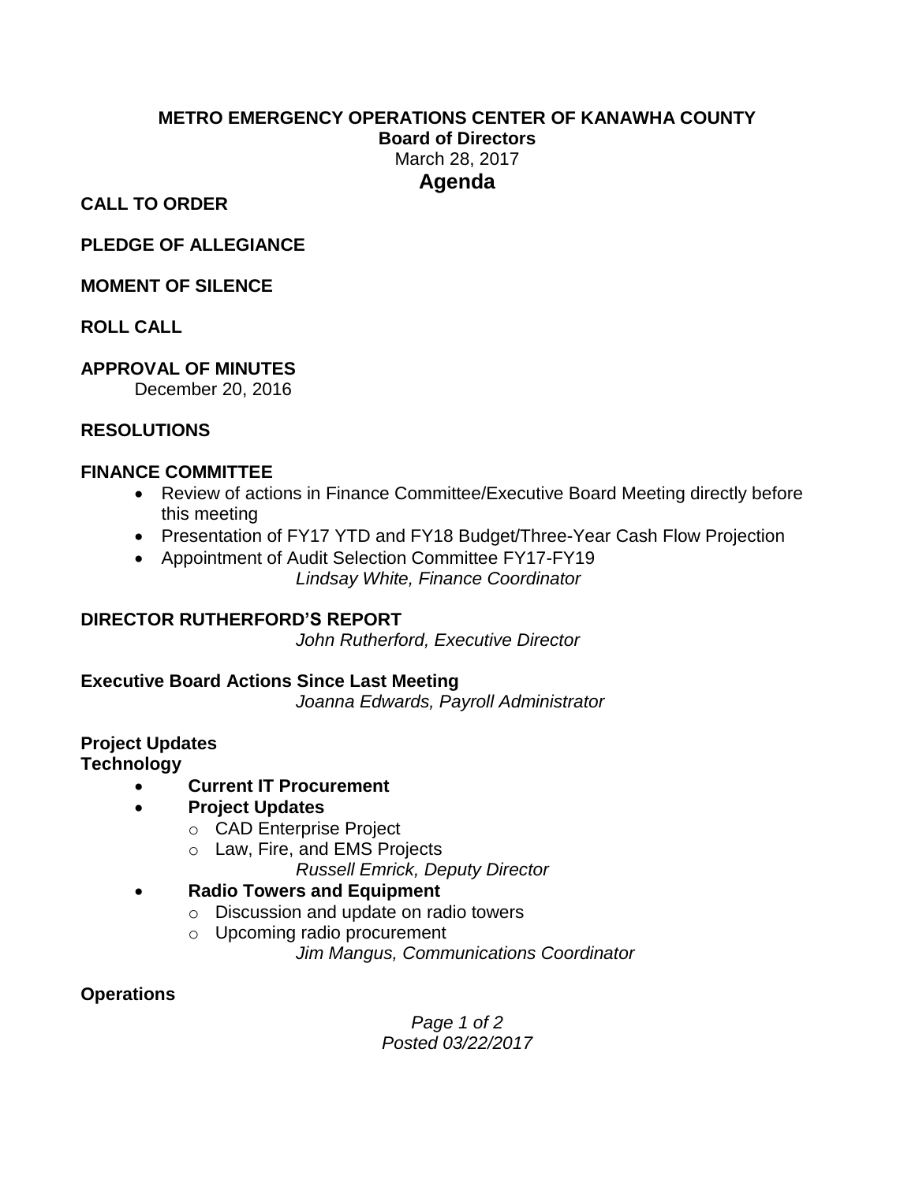**METRO EMERGENCY OPERATIONS CENTER OF KANAWHA COUNTY**
**Board of Directors**
March 28, 2017

# Agenda

**CALL TO ORDER**

**PLEDGE OF ALLEGIANCE**

**MOMENT OF SILENCE**

**ROLL CALL**

**APPROVAL OF MINUTES**

December 20, 2016

**RESOLUTIONS**

**FINANCE COMMITTEE**

- Review of actions in Finance Committee/Executive Board Meeting directly before this meeting
- Presentation of FY17 YTD and FY18 Budget/Three-Year Cash Flow Projection
- Appointment of Audit Selection Committee FY17-FY19

*Lindsay White, Finance Coordinator*

**DIRECTOR RUTHERFORD'S REPORT**

*John Rutherford, Executive Director*

**Executive Board Actions Since Last Meeting**

*Joanna Edwards, Payroll Administrator*

**Project Updates**
**Technology**

- **Current IT Procurement**
- **Project Updates**
  - CAD Enterprise Project
  - Law, Fire, and EMS Projects

  *Russell Emrick, Deputy Director*
- **Radio Towers and Equipment**
  - Discussion and update on radio towers
  - Upcoming radio procurement

  *Jim Mangus, Communications Coordinator*

**Operations**

*Posted 03/22/2017*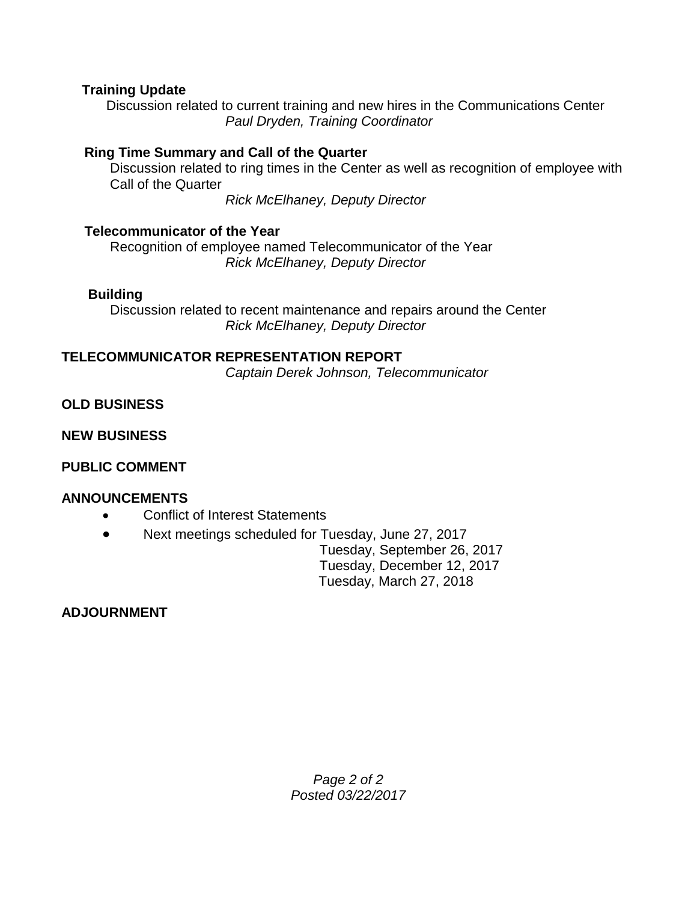**Training Update**

Discussion related to current training and new hires in the Communications Center

*Paul Dryden, Training Coordinator*

**Ring Time Summary and Call of the Quarter**

Discussion related to ring times in the Center as well as recognition of employee with Call of the Quarter

*Rick McElhaney, Deputy Director*

**Telecommunicator of the Year**

Recognition of employee named Telecommunicator of the Year

*Rick McElhaney, Deputy Director*

**Building**

Discussion related to recent maintenance and repairs around the Center

*Rick McElhaney, Deputy Director*

## TELECOMMUNICATOR REPRESENTATION REPORT

*Captain Derek Johnson, Telecommunicator*

## OLD BUSINESS

## NEW BUSINESS

## PUBLIC COMMENT

## ANNOUNCEMENTS

- Conflict of Interest Statements
- Next meetings scheduled for Tuesday, June 27, 2017
  Tuesday, September 26, 2017
  Tuesday, December 12, 2017
  Tuesday, March 27, 2018

## ADJOURNMENT

*Posted 03/22/2017*